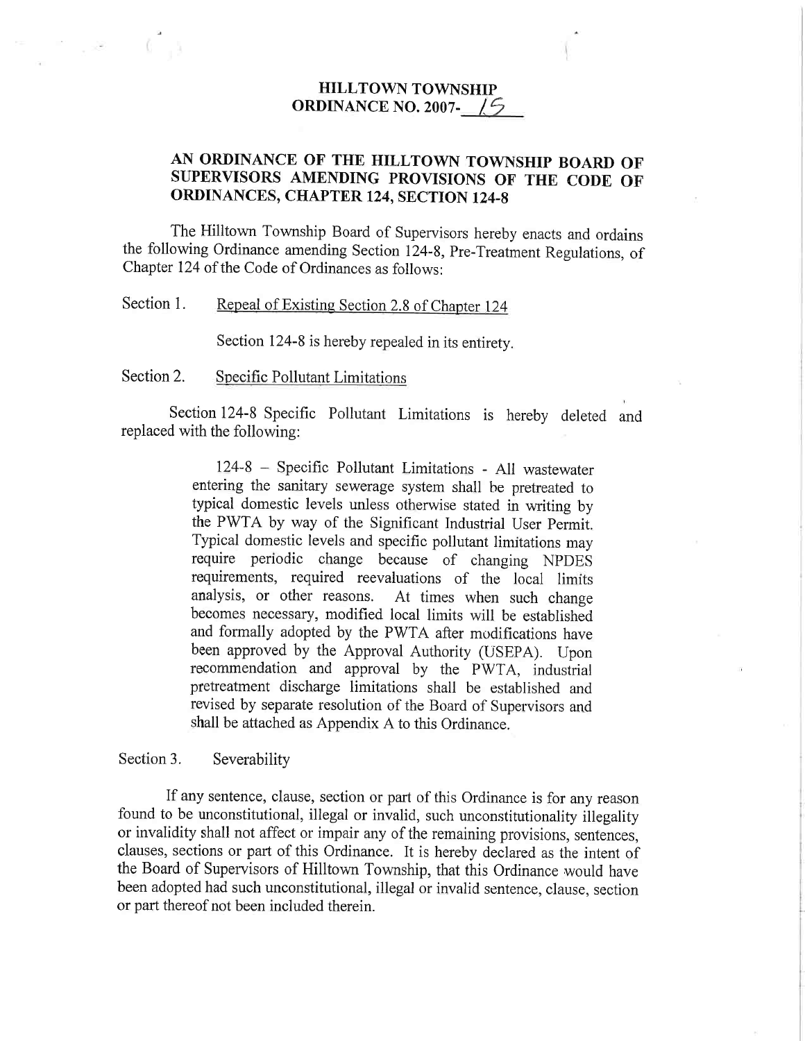# HILLTOWN TOWNSHIP
## ORDINANCE NO. 2007-15

## AN ORDINANCE OF THE HILLTOWN TOWNSHIP BOARD OF SUPERVISORS AMENDING PROVISIONS OF THE CODE OF ORDINANCES, CHAPTER 124, SECTION 124-8

The Hilltown Township Board of Supervisors hereby enacts and ordains the following Ordinance amending Section 124-8, Pre-Treatment Regulations, of Chapter 124 of the Code of Ordinances as follows:

Section 1. <u>Repeal of Existing Section 2.8 of Chapter 124</u>

Section 124-8 is hereby repealed in its entirety.

Section 2. <u>Specific Pollutant Limitations</u>

Section 124-8 Specific Pollutant Limitations is hereby deleted and replaced with the following:

> 124-8 – Specific Pollutant Limitations - All wastewater entering the sanitary sewerage system shall be pretreated to typical domestic levels unless otherwise stated in writing by the PWTA by way of the Significant Industrial User Permit. Typical domestic levels and specific pollutant limitations may require periodic change because of changing NPDES requirements, required reevaluations of the local limits analysis, or other reasons. At times when such change becomes necessary, modified local limits will be established and formally adopted by the PWTA after modifications have been approved by the Approval Authority (USEPA). Upon recommendation and approval by the PWTA, industrial pretreatment discharge limitations shall be established and revised by separate resolution of the Board of Supervisors and shall be attached as Appendix A to this Ordinance.

Section 3. Severability

If any sentence, clause, section or part of this Ordinance is for any reason found to be unconstitutional, illegal or invalid, such unconstitutionality illegality or invalidity shall not affect or impair any of the remaining provisions, sentences, clauses, sections or part of this Ordinance. It is hereby declared as the intent of the Board of Supervisors of Hilltown Township, that this Ordinance would have been adopted had such unconstitutional, illegal or invalid sentence, clause, section or part thereof not been included therein.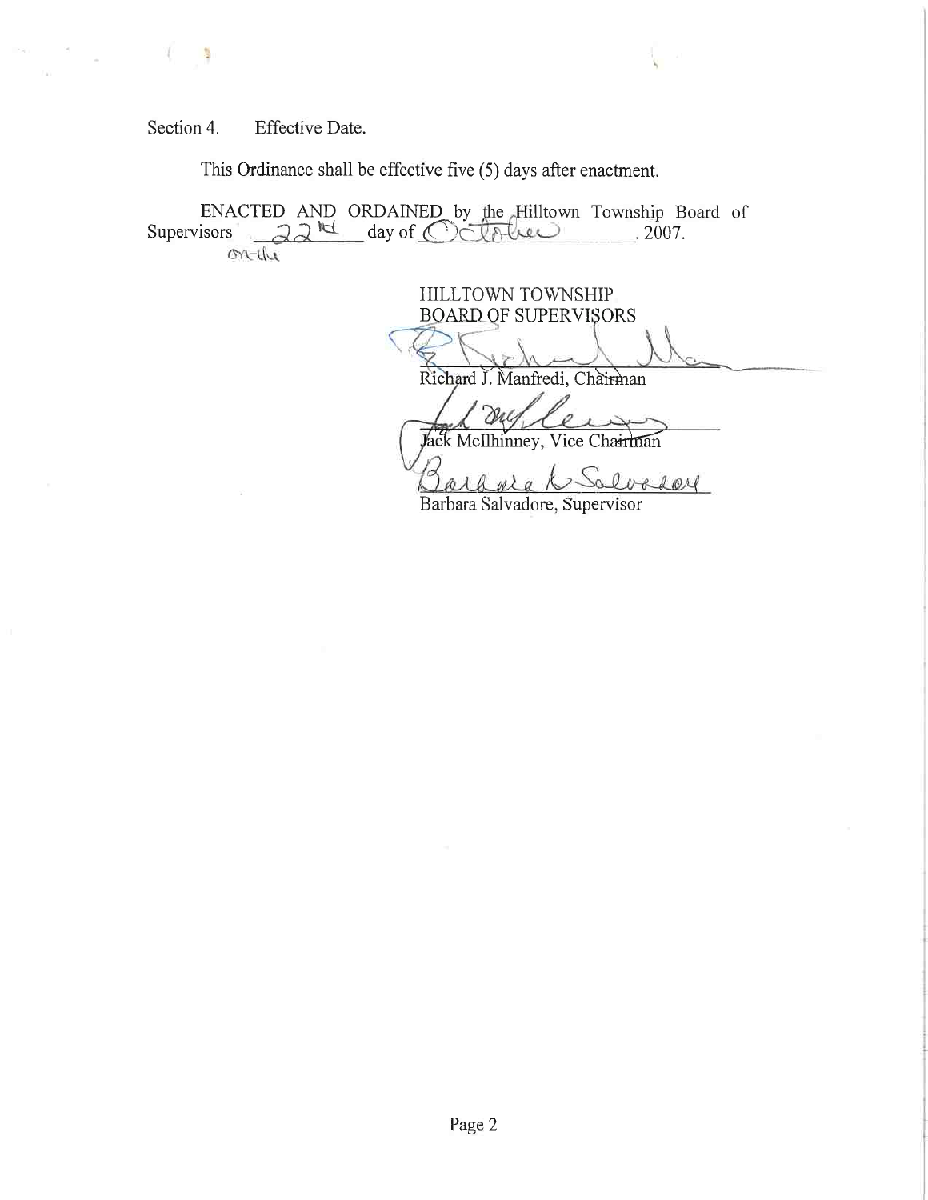Section 4. Effective Date.

This Ordinance shall be effective five (5) days after enactment.

ENACTED AND ORDAINED by the Hilltown Township Board of Supervisors on the 22nd day of October, 2007.

HILLTOWN TOWNSHIP
BOARD OF SUPERVISORS

Richard J. Manfredi, Chairman

Jack McIlhinney, Vice Chairman

Barbara Salvadore, Supervisor